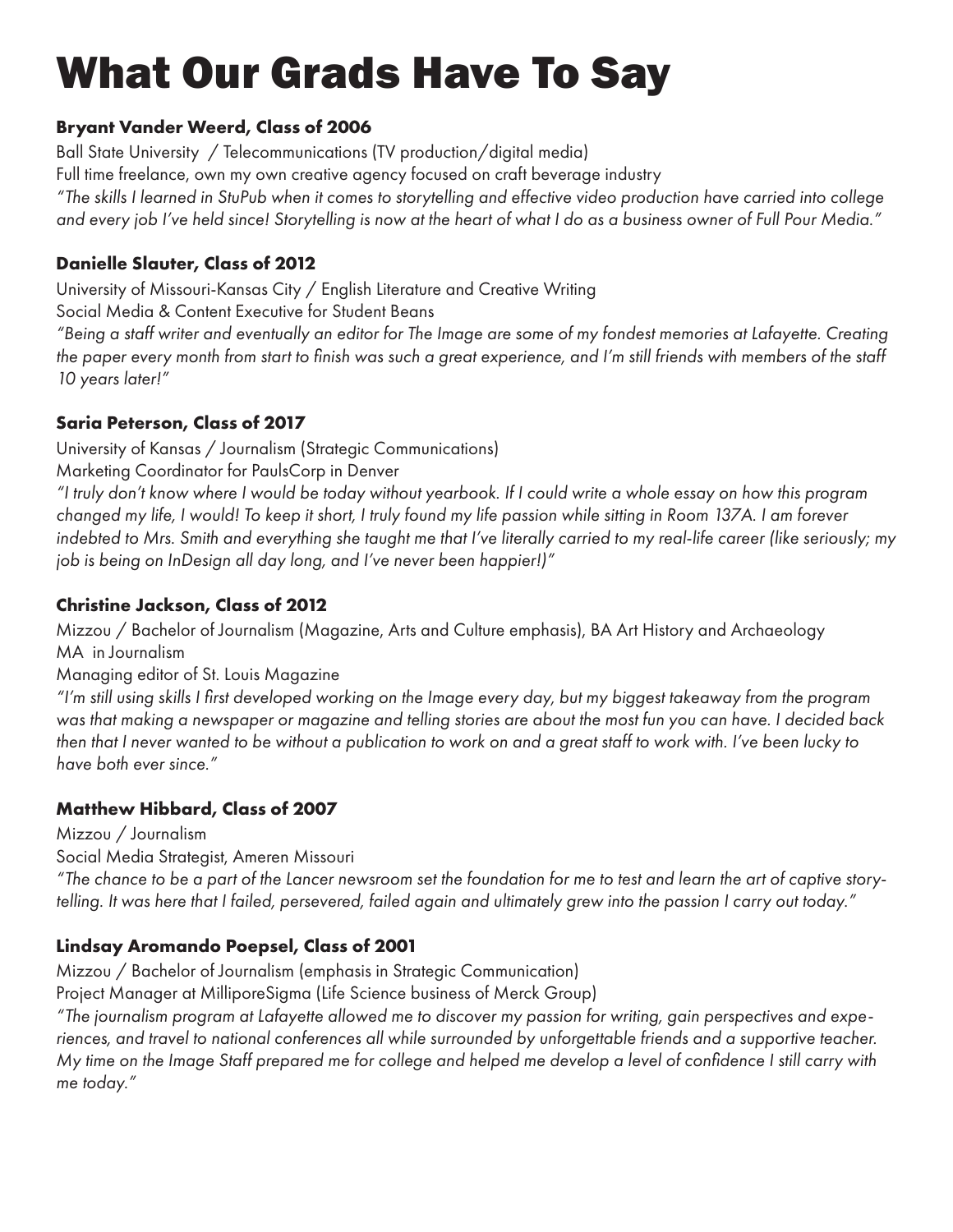# What Our Grads Have To Say

**Bryant Vander Weerd, Class of 2006**

Ball State University / Telecommunications (TV production/digital media)
Full time freelance, own my own creative agency focused on craft beverage industry
*"The skills I learned in StuPub when it comes to storytelling and effective video production have carried into college and every job I've held since! Storytelling is now at the heart of what I do as a business owner of Full Pour Media."*

**Danielle Slauter, Class of 2012**

University of Missouri-Kansas City / English Literature and Creative Writing
Social Media & Content Executive for Student Beans
*"Being a staff writer and eventually an editor for The Image are some of my fondest memories at Lafayette. Creating the paper every month from start to finish was such a great experience, and I'm still friends with members of the staff 10 years later!"*

**Saria Peterson, Class of 2017**

University of Kansas / Journalism (Strategic Communications)
Marketing Coordinator for PaulsCorp in Denver
*"I truly don't know where I would be today without yearbook. If I could write a whole essay on how this program changed my life, I would! To keep it short, I truly found my life passion while sitting in Room 137A. I am forever indebted to Mrs. Smith and everything she taught me that I've literally carried to my real-life career (like seriously; my job is being on InDesign all day long, and I've never been happier!)"*

**Christine Jackson, Class of 2012**

Mizzou / Bachelor of Journalism (Magazine, Arts and Culture emphasis), BA Art History and Archaeology
MA in Journalism
Managing editor of St. Louis Magazine
*"I'm still using skills I first developed working on the Image every day, but my biggest takeaway from the program was that making a newspaper or magazine and telling stories are about the most fun you can have. I decided back then that I never wanted to be without a publication to work on and a great staff to work with. I've been lucky to have both ever since."*

**Matthew Hibbard, Class of 2007**

Mizzou / Journalism
Social Media Strategist, Ameren Missouri
*"The chance to be a part of the Lancer newsroom set the foundation for me to test and learn the art of captive storytelling. It was here that I failed, persevered, failed again and ultimately grew into the passion I carry out today."*

**Lindsay Aromando Poepsel, Class of 2001**

Mizzou / Bachelor of Journalism (emphasis in Strategic Communication)
Project Manager at MilliporeSigma (Life Science business of Merck Group)
*"The journalism program at Lafayette allowed me to discover my passion for writing, gain perspectives and experiences, and travel to national conferences all while surrounded by unforgettable friends and a supportive teacher. My time on the Image Staff prepared me for college and helped me develop a level of confidence I still carry with me today."*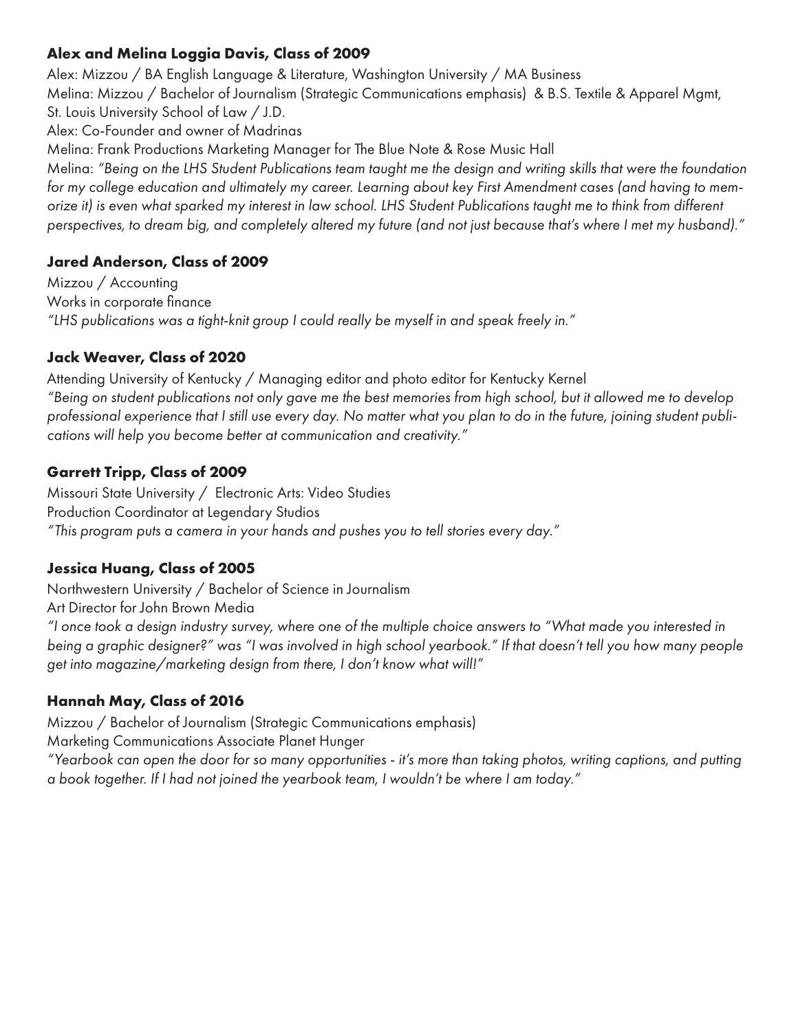**Alex and Melina Loggia Davis, Class of 2009**

Alex: Mizzou / BA English Language & Literature, Washington University / MA Business
Melina: Mizzou / Bachelor of Journalism (Strategic Communications emphasis) & B.S. Textile & Apparel Mgmt, St. Louis University School of Law / J.D.
Alex: Co-Founder and owner of Madrinas
Melina: Frank Productions Marketing Manager for The Blue Note & Rose Music Hall
Melina: *"Being on the LHS Student Publications team taught me the design and writing skills that were the foundation for my college education and ultimately my career. Learning about key First Amendment cases (and having to memorize it) is even what sparked my interest in law school. LHS Student Publications taught me to think from different perspectives, to dream big, and completely altered my future (and not just because that's where I met my husband)."*

**Jared Anderson, Class of 2009**

Mizzou / Accounting
Works in corporate finance
*"LHS publications was a tight-knit group I could really be myself in and speak freely in."*

**Jack Weaver, Class of 2020**

Attending University of Kentucky / Managing editor and photo editor for Kentucky Kernel
*"Being on student publications not only gave me the best memories from high school, but it allowed me to develop professional experience that I still use every day. No matter what you plan to do in the future, joining student publications will help you become better at communication and creativity."*

**Garrett Tripp, Class of 2009**

Missouri State University / Electronic Arts: Video Studies
Production Coordinator at Legendary Studios
*"This program puts a camera in your hands and pushes you to tell stories every day."*

**Jessica Huang, Class of 2005**

Northwestern University / Bachelor of Science in Journalism
Art Director for John Brown Media
*"I once took a design industry survey, where one of the multiple choice answers to "What made you interested in being a graphic designer?" was "I was involved in high school yearbook." If that doesn't tell you how many people get into magazine/marketing design from there, I don't know what will!"*

**Hannah May, Class of 2016**

Mizzou / Bachelor of Journalism (Strategic Communications emphasis)
Marketing Communications Associate Planet Hunger
*"Yearbook can open the door for so many opportunities - it's more than taking photos, writing captions, and putting a book together. If I had not joined the yearbook team, I wouldn't be where I am today."*